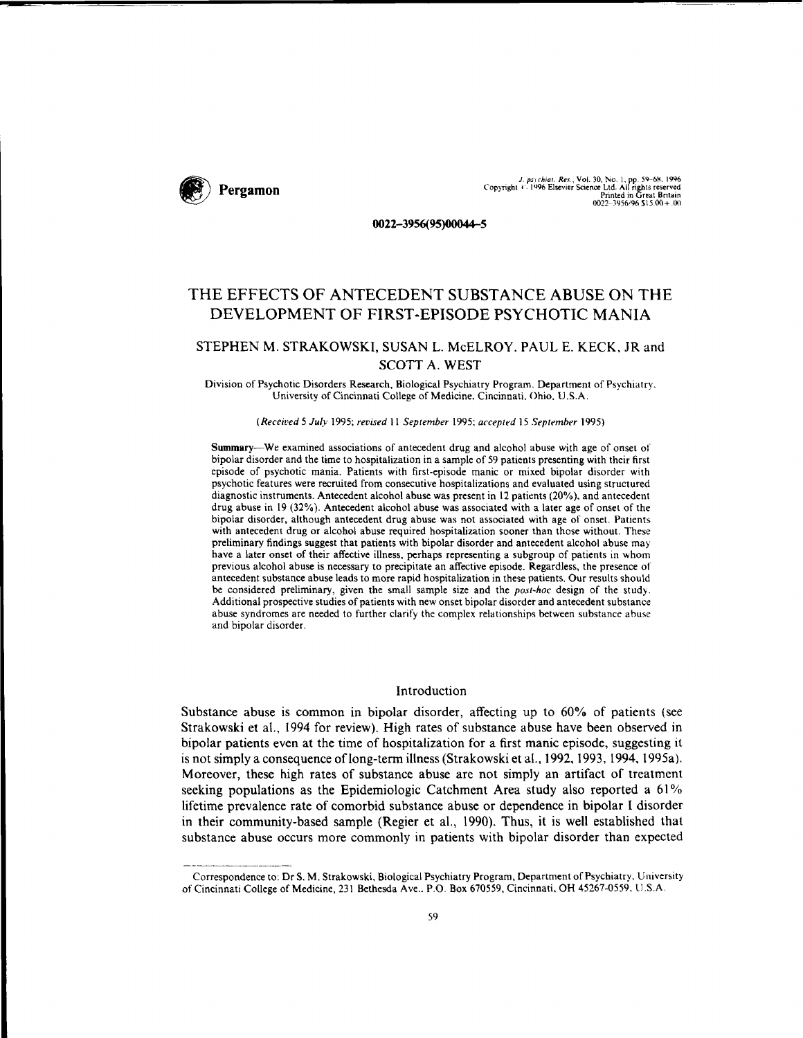0022-3956(95)00044-5

# THE EFFECTS OF ANTECEDENT SUBSTANCE ABUSE ON THE DEVELOPMENT OF FIRST-EPISODE PSYCHOTIC MANIA

## STEPHEN M. STRAKOWSKI, SUSAN L. McELROY, PAUL E. KECK, JR and SCOTT A. WEST

Division of Psychotic Disorders Research, Biological Psychiatry Program, Department of Psychiatry, University of Cincinnati College of Medicine, Cincinnati, Ohio, U.S.A.

(*Received* 5 *July* 1995; *revised* 11 *September* 1995; *accepted* 15 *September* 1995)

**Summary**—We examined associations of antecedent drug and alcohol abuse with age of onset of bipolar disorder and the time to hospitalization in a sample of 59 patients presenting with their first episode of psychotic mania. Patients with first-episode manic or mixed bipolar disorder with psychotic features were recruited from consecutive hospitalizations and evaluated using structured diagnostic instruments. Antecedent alcohol abuse was present in 12 patients (20%), and antecedent drug abuse in 19 (32%). Antecedent alcohol abuse was associated with a later age of onset of the bipolar disorder, although antecedent drug abuse was not associated with age of onset. Patients with antecedent drug or alcohol abuse required hospitalization sooner than those without. These preliminary findings suggest that patients with bipolar disorder and antecedent alcohol abuse may have a later onset of their affective illness, perhaps representing a subgroup of patients in whom previous alcohol abuse is necessary to precipitate an affective episode. Regardless, the presence of antecedent substance abuse leads to more rapid hospitalization in these patients. Our results should be considered preliminary, given the small sample size and the *post-hoc* design of the study. Additional prospective studies of patients with new onset bipolar disorder and antecedent substance abuse syndromes are needed to further clarify the complex relationships between substance abuse and bipolar disorder.

## Introduction

Substance abuse is common in bipolar disorder, affecting up to 60% of patients (see Strakowski et al., 1994 for review). High rates of substance abuse have been observed in bipolar patients even at the time of hospitalization for a first manic episode, suggesting it is not simply a consequence of long-term illness (Strakowski et al., 1992, 1993, 1994, 1995a). Moreover, these high rates of substance abuse are not simply an artifact of treatment seeking populations as the Epidemiologic Catchment Area study also reported a 61% lifetime prevalence rate of comorbid substance abuse or dependence in bipolar I disorder in their community-based sample (Regier et al., 1990). Thus, it is well established that substance abuse occurs more commonly in patients with bipolar disorder than expected

Correspondence to: Dr S. M. Strakowski, Biological Psychiatry Program, Department of Psychiatry, University of Cincinnati College of Medicine, 231 Bethesda Ave., P.O. Box 670559, Cincinnati, OH 45267-0559, U.S.A.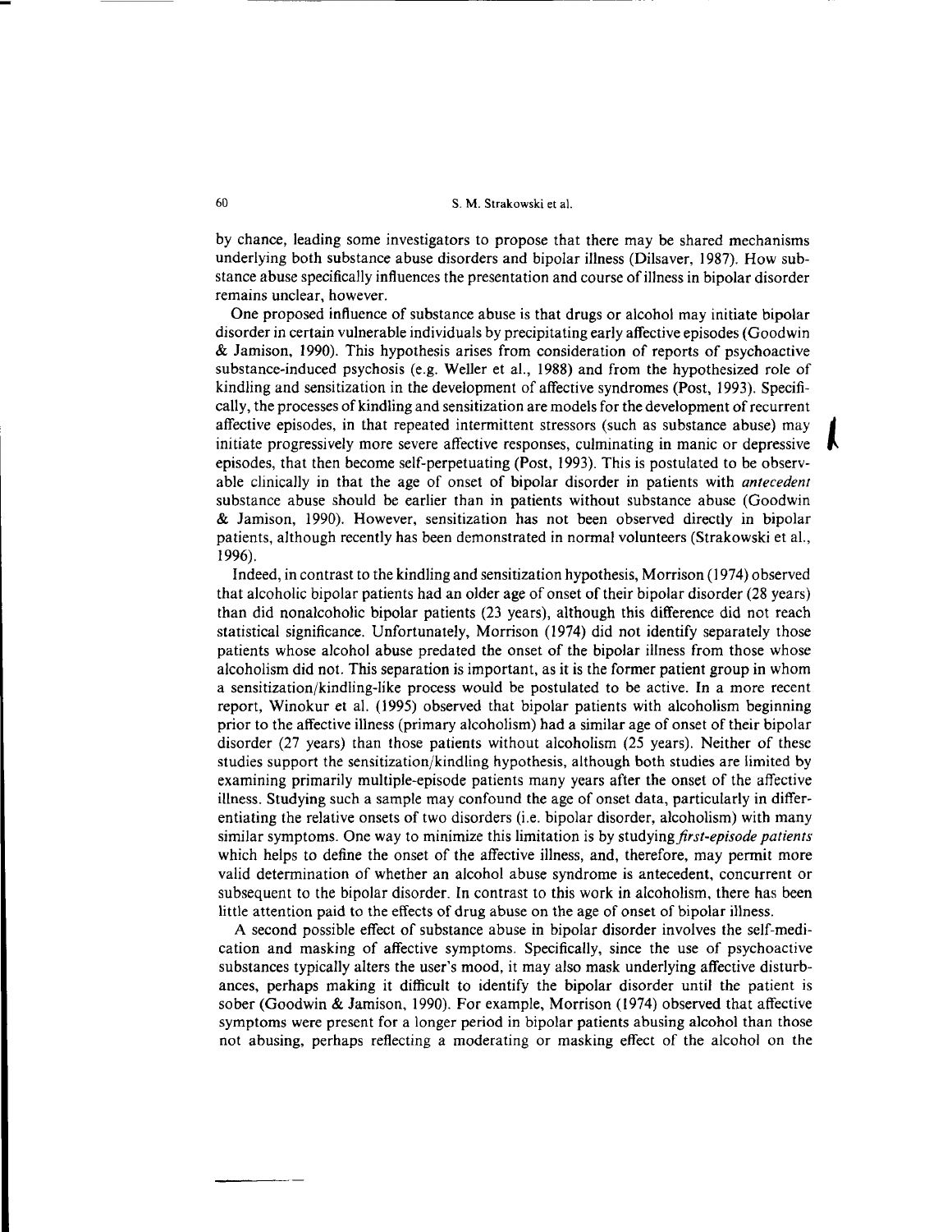by chance, leading some investigators to propose that there may be shared mechanisms underlying both substance abuse disorders and bipolar illness (Dilsaver, 1987). How substance abuse specifically influences the presentation and course of illness in bipolar disorder remains unclear, however.

One proposed influence of substance abuse is that drugs or alcohol may initiate bipolar disorder in certain vulnerable individuals by precipitating early affective episodes (Goodwin & Jamison, 1990). This hypothesis arises from consideration of reports of psychoactive substance-induced psychosis (e.g. Weller et al., 1988) and from the hypothesized role of kindling and sensitization in the development of affective syndromes (Post, 1993). Specifically, the processes of kindling and sensitization are models for the development of recurrent affective episodes, in that repeated intermittent stressors (such as substance abuse) may initiate progressively more severe affective responses, culminating in manic or depressive episodes, that then become self-perpetuating (Post, 1993). This is postulated to be observable clinically in that the age of onset of bipolar disorder in patients with *antecedent* substance abuse should be earlier than in patients without substance abuse (Goodwin & Jamison, 1990). However, sensitization has not been observed directly in bipolar patients, although recently has been demonstrated in normal volunteers (Strakowski et al., 1996).

Indeed, in contrast to the kindling and sensitization hypothesis, Morrison (1974) observed that alcoholic bipolar patients had an older age of onset of their bipolar disorder (28 years) than did nonalcoholic bipolar patients (23 years), although this difference did not reach statistical significance. Unfortunately, Morrison (1974) did not identify separately those patients whose alcohol abuse predated the onset of the bipolar illness from those whose alcoholism did not. This separation is important, as it is the former patient group in whom a sensitization/kindling-like process would be postulated to be active. In a more recent report, Winokur et al. (1995) observed that bipolar patients with alcoholism beginning prior to the affective illness (primary alcoholism) had a similar age of onset of their bipolar disorder (27 years) than those patients without alcoholism (25 years). Neither of these studies support the sensitization/kindling hypothesis, although both studies are limited by examining primarily multiple-episode patients many years after the onset of the affective illness. Studying such a sample may confound the age of onset data, particularly in differentiating the relative onsets of two disorders (i.e. bipolar disorder, alcoholism) with many similar symptoms. One way to minimize this limitation is by studying *first-episode patients* which helps to define the onset of the affective illness, and, therefore, may permit more valid determination of whether an alcohol abuse syndrome is antecedent, concurrent or subsequent to the bipolar disorder. In contrast to this work in alcoholism, there has been little attention paid to the effects of drug abuse on the age of onset of bipolar illness.

A second possible effect of substance abuse in bipolar disorder involves the self-medication and masking of affective symptoms. Specifically, since the use of psychoactive substances typically alters the user's mood, it may also mask underlying affective disturbances, perhaps making it difficult to identify the bipolar disorder until the patient is sober (Goodwin & Jamison, 1990). For example, Morrison (1974) observed that affective symptoms were present for a longer period in bipolar patients abusing alcohol than those not abusing, perhaps reflecting a moderating or masking effect of the alcohol on the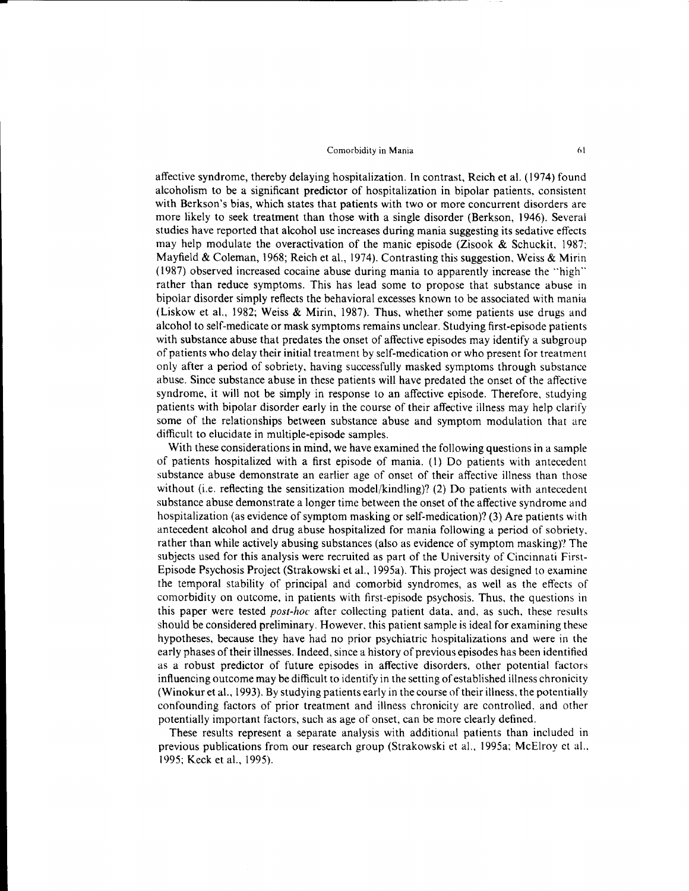affective syndrome, thereby delaying hospitalization. In contrast, Reich et al. (1974) found alcoholism to be a significant predictor of hospitalization in bipolar patients, consistent with Berkson's bias, which states that patients with two or more concurrent disorders are more likely to seek treatment than those with a single disorder (Berkson, 1946). Several studies have reported that alcohol use increases during mania suggesting its sedative effects may help modulate the overactivation of the manic episode (Zisook & Schuckit, 1987; Mayfield & Coleman, 1968; Reich et al., 1974). Contrasting this suggestion, Weiss & Mirin (1987) observed increased cocaine abuse during mania to apparently increase the "high" rather than reduce symptoms. This has lead some to propose that substance abuse in bipolar disorder simply reflects the behavioral excesses known to be associated with mania (Liskow et al., 1982; Weiss & Mirin, 1987). Thus, whether some patients use drugs and alcohol to self-medicate or mask symptoms remains unclear. Studying first-episode patients with substance abuse that predates the onset of affective episodes may identify a subgroup of patients who delay their initial treatment by self-medication or who present for treatment only after a period of sobriety, having successfully masked symptoms through substance abuse. Since substance abuse in these patients will have predated the onset of the affective syndrome, it will not be simply in response to an affective episode. Therefore, studying patients with bipolar disorder early in the course of their affective illness may help clarify some of the relationships between substance abuse and symptom modulation that are difficult to elucidate in multiple-episode samples.

With these considerations in mind, we have examined the following questions in a sample of patients hospitalized with a first episode of mania. (1) Do patients with antecedent substance abuse demonstrate an earlier age of onset of their affective illness than those without (i.e. reflecting the sensitization model/kindling)? (2) Do patients with antecedent substance abuse demonstrate a longer time between the onset of the affective syndrome and hospitalization (as evidence of symptom masking or self-medication)? (3) Are patients with antecedent alcohol and drug abuse hospitalized for mania following a period of sobriety, rather than while actively abusing substances (also as evidence of symptom masking)? The subjects used for this analysis were recruited as part of the University of Cincinnati First-Episode Psychosis Project (Strakowski et al., 1995a). This project was designed to examine the temporal stability of principal and comorbid syndromes, as well as the effects of comorbidity on outcome, in patients with first-episode psychosis. Thus, the questions in this paper were tested *post-hoc* after collecting patient data, and, as such, these results should be considered preliminary. However, this patient sample is ideal for examining these hypotheses, because they have had no prior psychiatric hospitalizations and were in the early phases of their illnesses. Indeed, since a history of previous episodes has been identified as a robust predictor of future episodes in affective disorders, other potential factors influencing outcome may be difficult to identify in the setting of established illness chronicity (Winokur et al., 1993). By studying patients early in the course of their illness, the potentially confounding factors of prior treatment and illness chronicity are controlled, and other potentially important factors, such as age of onset, can be more clearly defined.

These results represent a separate analysis with additional patients than included in previous publications from our research group (Strakowski et al., 1995a; McElroy et al., 1995; Keck et al., 1995).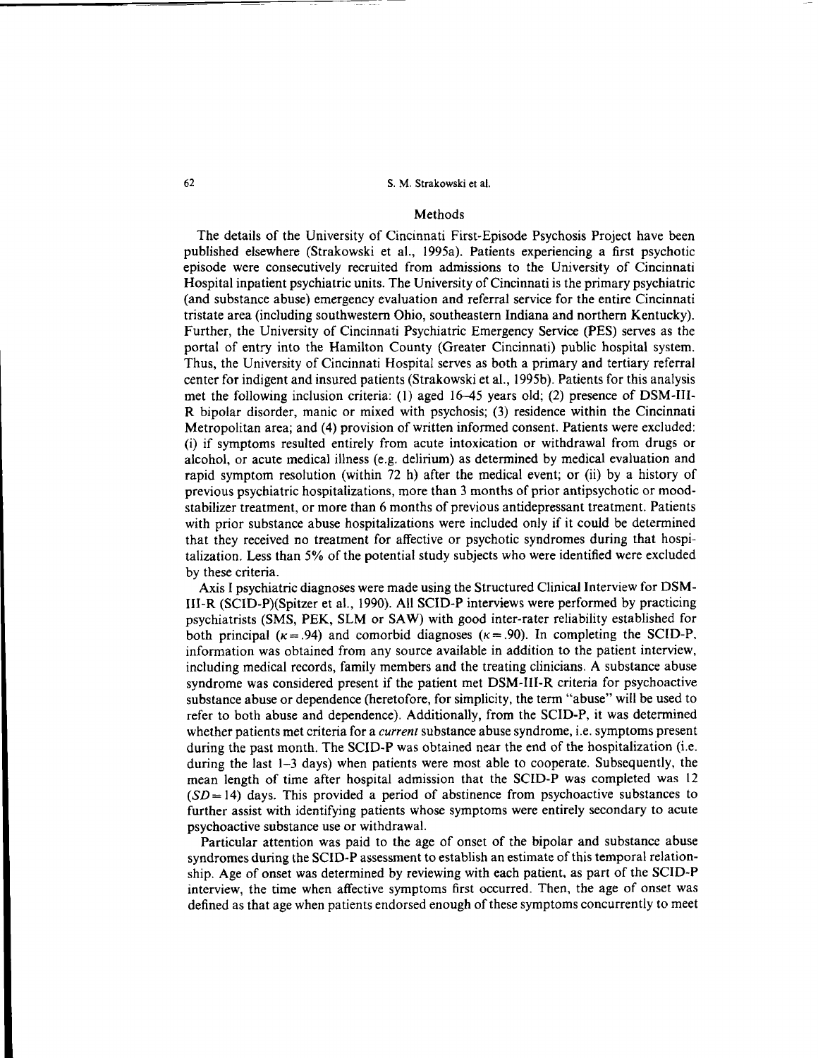## Methods

The details of the University of Cincinnati First-Episode Psychosis Project have been published elsewhere (Strakowski et al., 1995a). Patients experiencing a first psychotic episode were consecutively recruited from admissions to the University of Cincinnati Hospital inpatient psychiatric units. The University of Cincinnati is the primary psychiatric (and substance abuse) emergency evaluation and referral service for the entire Cincinnati tristate area (including southwestern Ohio, southeastern Indiana and northern Kentucky). Further, the University of Cincinnati Psychiatric Emergency Service (PES) serves as the portal of entry into the Hamilton County (Greater Cincinnati) public hospital system. Thus, the University of Cincinnati Hospital serves as both a primary and tertiary referral center for indigent and insured patients (Strakowski et al., 1995b). Patients for this analysis met the following inclusion criteria: (1) aged 16–45 years old; (2) presence of DSM-III-R bipolar disorder, manic or mixed with psychosis; (3) residence within the Cincinnati Metropolitan area; and (4) provision of written informed consent. Patients were excluded: (i) if symptoms resulted entirely from acute intoxication or withdrawal from drugs or alcohol, or acute medical illness (e.g. delirium) as determined by medical evaluation and rapid symptom resolution (within 72 h) after the medical event; or (ii) by a history of previous psychiatric hospitalizations, more than 3 months of prior antipsychotic or mood-stabilizer treatment, or more than 6 months of previous antidepressant treatment. Patients with prior substance abuse hospitalizations were included only if it could be determined that they received no treatment for affective or psychotic syndromes during that hospitalization. Less than 5% of the potential study subjects who were identified were excluded by these criteria.

Axis I psychiatric diagnoses were made using the Structured Clinical Interview for DSM-III-R (SCID-P)(Spitzer et al., 1990). All SCID-P interviews were performed by practicing psychiatrists (SMS, PEK, SLM or SAW) with good inter-rater reliability established for both principal ($\kappa = .94$) and comorbid diagnoses ($\kappa = .90$). In completing the SCID-P, information was obtained from any source available in addition to the patient interview, including medical records, family members and the treating clinicians. A substance abuse syndrome was considered present if the patient met DSM-III-R criteria for psychoactive substance abuse or dependence (heretofore, for simplicity, the term "abuse" will be used to refer to both abuse and dependence). Additionally, from the SCID-P, it was determined whether patients met criteria for a *current* substance abuse syndrome, i.e. symptoms present during the past month. The SCID-P was obtained near the end of the hospitalization (i.e. during the last 1–3 days) when patients were most able to cooperate. Subsequently, the mean length of time after hospital admission that the SCID-P was completed was 12 ($SD = 14$) days. This provided a period of abstinence from psychoactive substances to further assist with identifying patients whose symptoms were entirely secondary to acute psychoactive substance use or withdrawal.

Particular attention was paid to the age of onset of the bipolar and substance abuse syndromes during the SCID-P assessment to establish an estimate of this temporal relationship. Age of onset was determined by reviewing with each patient, as part of the SCID-P interview, the time when affective symptoms first occurred. Then, the age of onset was defined as that age when patients endorsed enough of these symptoms concurrently to meet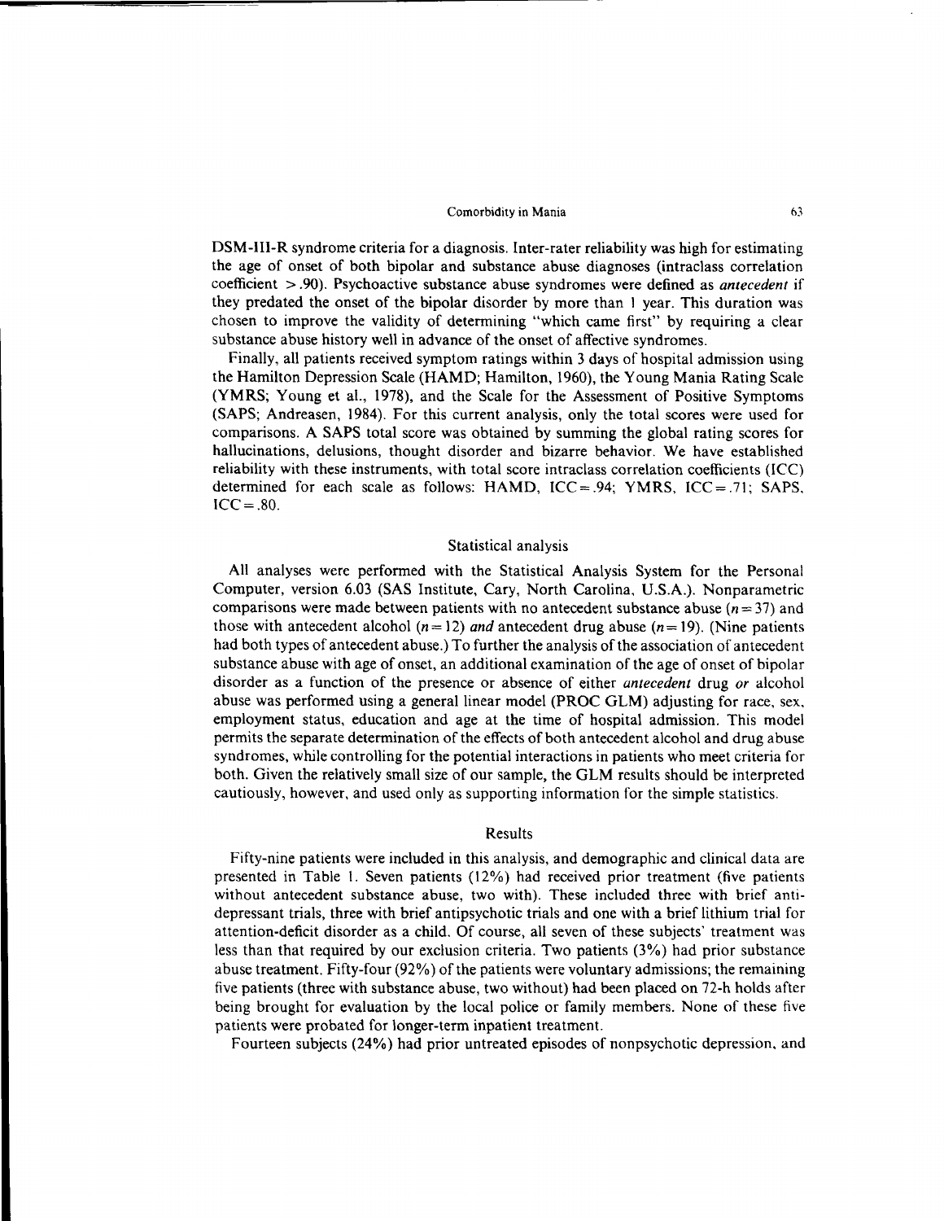DSM-III-R syndrome criteria for a diagnosis. Inter-rater reliability was high for estimating the age of onset of both bipolar and substance abuse diagnoses (intraclass correlation coefficient >.90). Psychoactive substance abuse syndromes were defined as *antecedent* if they predated the onset of the bipolar disorder by more than 1 year. This duration was chosen to improve the validity of determining "which came first" by requiring a clear substance abuse history well in advance of the onset of affective syndromes.

Finally, all patients received symptom ratings within 3 days of hospital admission using the Hamilton Depression Scale (HAMD; Hamilton, 1960), the Young Mania Rating Scale (YMRS; Young et al., 1978), and the Scale for the Assessment of Positive Symptoms (SAPS; Andreasen, 1984). For this current analysis, only the total scores were used for comparisons. A SAPS total score was obtained by summing the global rating scores for hallucinations, delusions, thought disorder and bizarre behavior. We have established reliability with these instruments, with total score intraclass correlation coefficients (ICC) determined for each scale as follows: HAMD, ICC=.94; YMRS, ICC=.71; SAPS, ICC=.80.

## Statistical analysis

All analyses were performed with the Statistical Analysis System for the Personal Computer, version 6.03 (SAS Institute, Cary, North Carolina, U.S.A.). Nonparametric comparisons were made between patients with no antecedent substance abuse ($n=37$) and those with antecedent alcohol ($n=12$) *and* antecedent drug abuse ($n=19$). (Nine patients had both types of antecedent abuse.) To further the analysis of the association of antecedent substance abuse with age of onset, an additional examination of the age of onset of bipolar disorder as a function of the presence or absence of either *antecedent* drug *or* alcohol abuse was performed using a general linear model (PROC GLM) adjusting for race, sex, employment status, education and age at the time of hospital admission. This model permits the separate determination of the effects of both antecedent alcohol and drug abuse syndromes, while controlling for the potential interactions in patients who meet criteria for both. Given the relatively small size of our sample, the GLM results should be interpreted cautiously, however, and used only as supporting information for the simple statistics.

## Results

Fifty-nine patients were included in this analysis, and demographic and clinical data are presented in Table 1. Seven patients (12%) had received prior treatment (five patients without antecedent substance abuse, two with). These included three with brief antidepressant trials, three with brief antipsychotic trials and one with a brief lithium trial for attention-deficit disorder as a child. Of course, all seven of these subjects' treatment was less than that required by our exclusion criteria. Two patients (3%) had prior substance abuse treatment. Fifty-four (92%) of the patients were voluntary admissions; the remaining five patients (three with substance abuse, two without) had been placed on 72-h holds after being brought for evaluation by the local police or family members. None of these five patients were probated for longer-term inpatient treatment.

Fourteen subjects (24%) had prior untreated episodes of nonpsychotic depression, and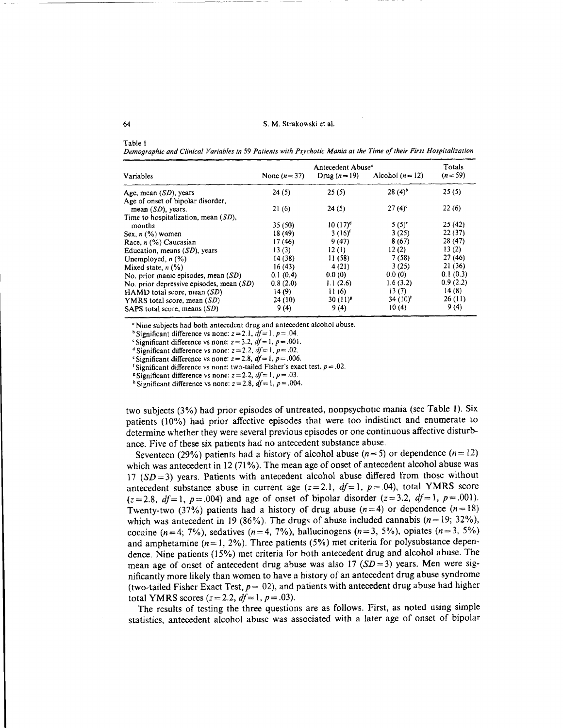Table 1

*Demographic and Clinical Variables in 59 Patients with Psychotic Mania at the Time of their First Hospitalization*

| Variables | Antecedent Abuse[a] None ($n=37$) | Drug ($n=19$) | Alcohol ($n=12$) | Totals ($n=59$) |
|---|---|---|---|---|
| Age, mean (*SD*), years | 24 (5) | 25 (5) | 28 (4)[b] | 25 (5) |
| Age of onset of bipolar disorder, mean (*SD*), years. | 21 (6) | 24 (5) | 27 (4)[c] | 22 (6) |
| Time to hospitalization, mean (*SD*), months | 35 (50) | 10 (17)[d] | 5 (5)[e] | 25 (42) |
| Sex, *n* (%) women | 18 (49) | 3 (16)[f] | 3 (25) | 22 (37) |
| Race, *n* (%) Caucasian | 17 (46) | 9 (47) | 8 (67) | 28 (47) |
| Education, means (*SD*), years | 13 (3) | 12 (1) | 12 (2) | 13 (2) |
| Unemployed, *n* (%) | 14 (38) | 11 (58) | 7 (58) | 27 (46) |
| Mixed state, *n* (%) | 16 (43) | 4 (21) | 3 (25) | 21 (36) |
| No. prior manic episodes, mean (*SD*) | 0.1 (0.4) | 0.0 (0) | 0.0 (0) | 0.1 (0.3) |
| No. prior depressive episodes, mean (*SD*) | 0.8 (2.0) | 1.1 (2.6) | 1.6 (3.2) | 0.9 (2.2) |
| HAMD total score, mean (*SD*) | 14 (9) | 11 (6) | 13 (7) | 14 (8) |
| YMRS total score, mean (*SD*) | 24 (10) | 30 (11)[g] | 34 (10)[h] | 26 (11) |
| SAPS total score, means (*SD*) | 9 (4) | 9 (4) | 10 (4) | 9 (4) |

[a] Nine subjects had both antecedent drug and antecedent alcohol abuse.
[b] Significant difference vs none: $z=2.1$, $df=1$, $p=.04$.
[c] Significant difference vs none: $z=3.2$, $df=1$, $p=.001$.
[d] Significant difference vs none: $z=2.2$, $df=1$, $p=.02$.
[e] Significant difference vs none: $z=2.8$, $df=1$, $p=.006$.
[f] Significant difference vs none: two-tailed Fisher's exact test, $p=.02$.
[g] Significant difference vs none: $z=2.2$, $df=1$, $p=.03$.
[h] Significant difference vs none: $z=2.8$, $df=1$, $p=.004$.

two subjects (3%) had prior episodes of untreated, nonpsychotic mania (see Table 1). Six patients (10%) had prior affective episodes that were too indistinct and enumerate to determine whether they were several previous episodes or one continuous affective disturbance. Five of these six patients had no antecedent substance abuse.

Seventeen (29%) patients had a history of alcohol abuse ($n=5$) or dependence ($n=12$) which was antecedent in 12 (71%). The mean age of onset of antecedent alcohol abuse was 17 ($SD=3$) years. Patients with antecedent alcohol abuse differed from those without antecedent substance abuse in current age ($z=2.1$, $df=1$, $p=.04$), total YMRS score ($z=2.8$, $df=1$, $p=.004$) and age of onset of bipolar disorder ($z=3.2$, $df=1$, $p=.001$). Twenty-two (37%) patients had a history of drug abuse ($n=4$) or dependence ($n=18$) which was antecedent in 19 (86%). The drugs of abuse included cannabis ($n=19$; 32%), cocaine ($n=4$; 7%), sedatives ($n=4$, 7%), hallucinogens ($n=3$, 5%), opiates ($n=3$, 5%) and amphetamine ($n=1$, 2%). Three patients (5%) met criteria for polysubstance dependence. Nine patients (15%) met criteria for both antecedent drug and alcohol abuse. The mean age of onset of antecedent drug abuse was also 17 ($SD=3$) years. Men were significantly more likely than women to have a history of an antecedent drug abuse syndrome (two-tailed Fisher Exact Test, $p=.02$), and patients with antecedent drug abuse had higher total YMRS scores ($z=2.2$, $df=1$, $p=.03$).

The results of testing the three questions are as follows. First, as noted using simple statistics, antecedent alcohol abuse was associated with a later age of onset of bipolar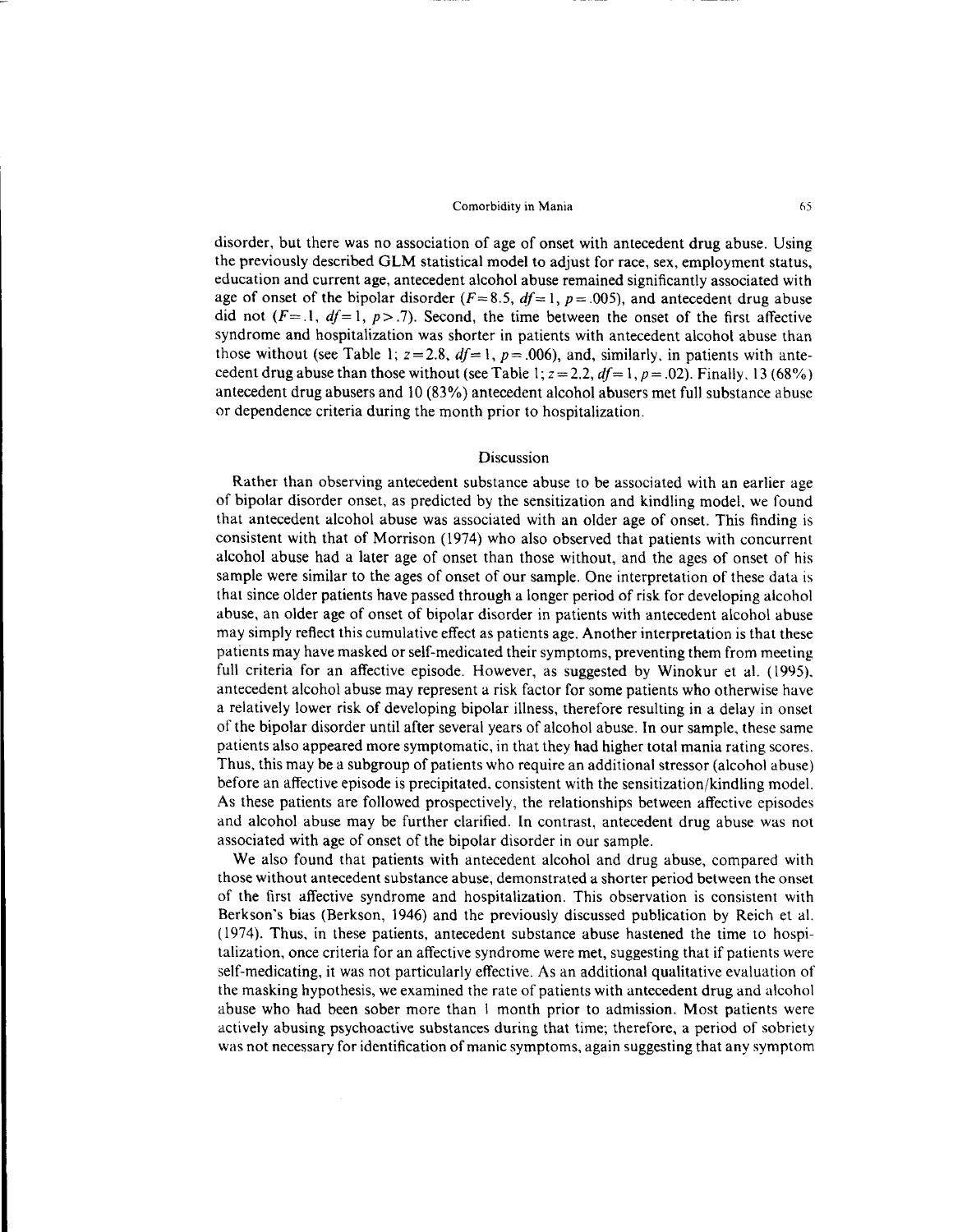disorder, but there was no association of age of onset with antecedent drug abuse. Using the previously described GLM statistical model to adjust for race, sex, employment status, education and current age, antecedent alcohol abuse remained significantly associated with age of onset of the bipolar disorder ($F = 8.5$, $df = 1$, $p = .005$), and antecedent drug abuse did not ($F = .1$, $df = 1$, $p > .7$). Second, the time between the onset of the first affective syndrome and hospitalization was shorter in patients with antecedent alcohol abuse than those without (see Table 1; $z = 2.8$, $df = 1$, $p = .006$), and, similarly, in patients with antecedent drug abuse than those without (see Table 1; $z = 2.2$, $df = 1$, $p = .02$). Finally, 13 (68%) antecedent drug abusers and 10 (83%) antecedent alcohol abusers met full substance abuse or dependence criteria during the month prior to hospitalization.

## Discussion

Rather than observing antecedent substance abuse to be associated with an earlier age of bipolar disorder onset, as predicted by the sensitization and kindling model, we found that antecedent alcohol abuse was associated with an older age of onset. This finding is consistent with that of Morrison (1974) who also observed that patients with concurrent alcohol abuse had a later age of onset than those without, and the ages of onset of his sample were similar to the ages of onset of our sample. One interpretation of these data is that since older patients have passed through a longer period of risk for developing alcohol abuse, an older age of onset of bipolar disorder in patients with antecedent alcohol abuse may simply reflect this cumulative effect as patients age. Another interpretation is that these patients may have masked or self-medicated their symptoms, preventing them from meeting full criteria for an affective episode. However, as suggested by Winokur et al. (1995), antecedent alcohol abuse may represent a risk factor for some patients who otherwise have a relatively lower risk of developing bipolar illness, therefore resulting in a delay in onset of the bipolar disorder until after several years of alcohol abuse. In our sample, these same patients also appeared more symptomatic, in that they had higher total mania rating scores. Thus, this may be a subgroup of patients who require an additional stressor (alcohol abuse) before an affective episode is precipitated, consistent with the sensitization/kindling model. As these patients are followed prospectively, the relationships between affective episodes and alcohol abuse may be further clarified. In contrast, antecedent drug abuse was not associated with age of onset of the bipolar disorder in our sample.

We also found that patients with antecedent alcohol and drug abuse, compared with those without antecedent substance abuse, demonstrated a shorter period between the onset of the first affective syndrome and hospitalization. This observation is consistent with Berkson's bias (Berkson, 1946) and the previously discussed publication by Reich et al. (1974). Thus, in these patients, antecedent substance abuse hastened the time to hospitalization, once criteria for an affective syndrome were met, suggesting that if patients were self-medicating, it was not particularly effective. As an additional qualitative evaluation of the masking hypothesis, we examined the rate of patients with antecedent drug and alcohol abuse who had been sober more than 1 month prior to admission. Most patients were actively abusing psychoactive substances during that time; therefore, a period of sobriety was not necessary for identification of manic symptoms, again suggesting that any symptom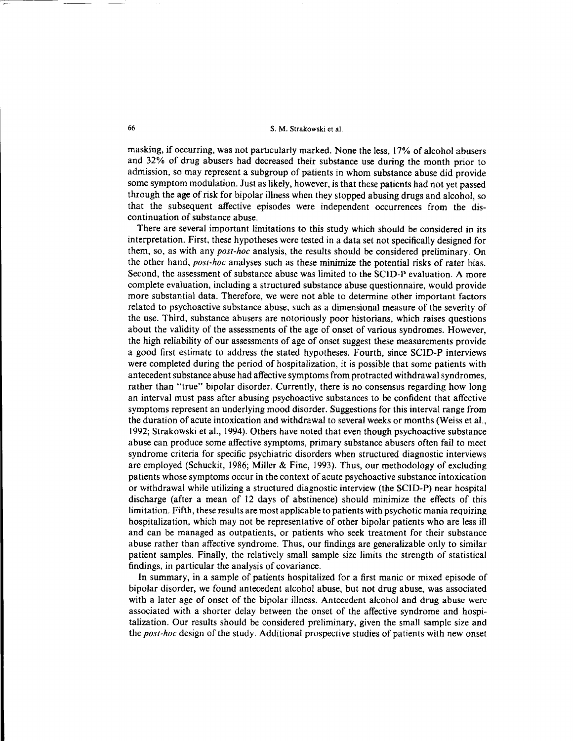masking, if occurring, was not particularly marked. None the less, 17% of alcohol abusers and 32% of drug abusers had decreased their substance use during the month prior to admission, so may represent a subgroup of patients in whom substance abuse did provide some symptom modulation. Just as likely, however, is that these patients had not yet passed through the age of risk for bipolar illness when they stopped abusing drugs and alcohol, so that the subsequent affective episodes were independent occurrences from the discontinuation of substance abuse.

There are several important limitations to this study which should be considered in its interpretation. First, these hypotheses were tested in a data set not specifically designed for them, so, as with any *post-hoc* analysis, the results should be considered preliminary. On the other hand, *post-hoc* analyses such as these minimize the potential risks of rater bias. Second, the assessment of substance abuse was limited to the SCID-P evaluation. A more complete evaluation, including a structured substance abuse questionnaire, would provide more substantial data. Therefore, we were not able to determine other important factors related to psychoactive substance abuse, such as a dimensional measure of the severity of the use. Third, substance abusers are notoriously poor historians, which raises questions about the validity of the assessments of the age of onset of various syndromes. However, the high reliability of our assessments of age of onset suggest these measurements provide a good first estimate to address the stated hypotheses. Fourth, since SCID-P interviews were completed during the period of hospitalization, it is possible that some patients with antecedent substance abuse had affective symptoms from protracted withdrawal syndromes, rather than "true" bipolar disorder. Currently, there is no consensus regarding how long an interval must pass after abusing psychoactive substances to be confident that affective symptoms represent an underlying mood disorder. Suggestions for this interval range from the duration of acute intoxication and withdrawal to several weeks or months (Weiss et al., 1992; Strakowski et al., 1994). Others have noted that even though psychoactive substance abuse can produce some affective symptoms, primary substance abusers often fail to meet syndrome criteria for specific psychiatric disorders when structured diagnostic interviews are employed (Schuckit, 1986; Miller & Fine, 1993). Thus, our methodology of excluding patients whose symptoms occur in the context of acute psychoactive substance intoxication or withdrawal while utilizing a structured diagnostic interview (the SCID-P) near hospital discharge (after a mean of 12 days of abstinence) should minimize the effects of this limitation. Fifth, these results are most applicable to patients with psychotic mania requiring hospitalization, which may not be representative of other bipolar patients who are less ill and can be managed as outpatients, or patients who seek treatment for their substance abuse rather than affective syndrome. Thus, our findings are generalizable only to similar patient samples. Finally, the relatively small sample size limits the strength of statistical findings, in particular the analysis of covariance.

In summary, in a sample of patients hospitalized for a first manic or mixed episode of bipolar disorder, we found antecedent alcohol abuse, but not drug abuse, was associated with a later age of onset of the bipolar illness. Antecedent alcohol and drug abuse were associated with a shorter delay between the onset of the affective syndrome and hospitalization. Our results should be considered preliminary, given the small sample size and the *post-hoc* design of the study. Additional prospective studies of patients with new onset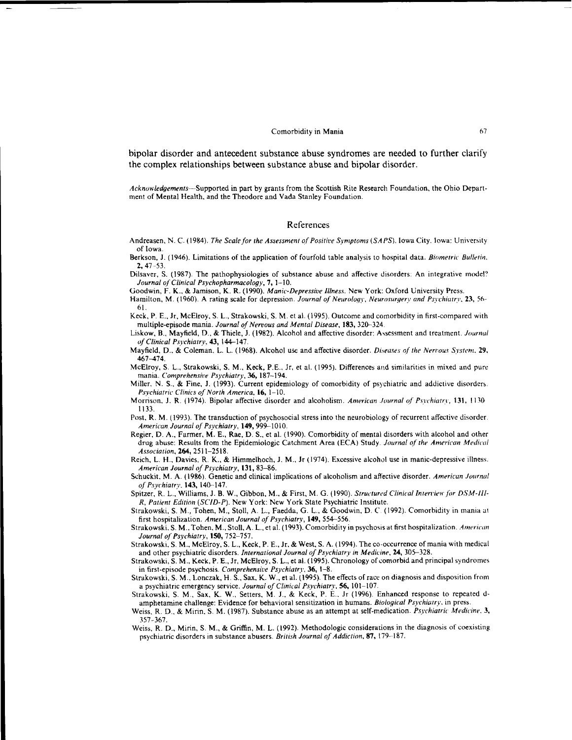bipolar disorder and antecedent substance abuse syndromes are needed to further clarify the complex relationships between substance abuse and bipolar disorder.

*Acknowledgements*—Supported in part by grants from the Scottish Rite Research Foundation, the Ohio Department of Mental Health, and the Theodore and Vada Stanley Foundation.

## References

Andreasen, N. C. (1984). *The Scale for the Assessment of Positive Symptoms (SAPS)*. Iowa City, Iowa: University of Iowa.

Berkson, J. (1946). Limitations of the application of fourfold table analysis to hospital data. *Biometric Bulletin*, **2**, 47–53.

Dilsaver, S. (1987). The pathophysiologies of substance abuse and affective disorders: An integrative model? *Journal of Clinical Psychopharmacology*, **7**, 1–10.

Goodwin, F. K., & Jamison, K. R. (1990). *Manic-Depressive Illness*. New York: Oxford University Press.

Hamilton, M. (1960). A rating scale for depression. *Journal of Neurology, Neurosurgery and Psychiatry*, **23**, 56–61.

Keck, P. E., Jr, McElroy, S. L., Strakowski, S. M. et al. (1995). Outcome and comorbidity in first-compared with multiple-episode mania. *Journal of Nervous and Mental Disease*, **183**, 320–324.

Liskow, B., Mayfield, D., & Thiele, J. (1982). Alcohol and affective disorder: Assessment and treatment. *Journal of Clinical Psychiatry*, **43**, 144–147.

Mayfield, D., & Coleman, L. L. (1968). Alcohol use and affective disorder. *Diseases of the Nervous System*, **29**, 467–474.

McElroy, S. L., Strakowski, S. M., Keck, P.E., Jr, et al. (1995). Differences and similarities in mixed and pure mania. *Comprehensive Psychiatry*, **36**, 187–194.

Miller, N. S., & Fine, J. (1993). Current epidemiology of comorbidity of psychiatric and addictive disorders. *Psychiatric Clinics of North America*, **16**, 1–10.

Morrison, J. R. (1974). Bipolar affective disorder and alcoholism. *American Journal of Psychiatry*, **131**, 1130–1133.

Post, R. M. (1993). The transduction of psychosocial stress into the neurobiology of recurrent affective disorder. *American Journal of Psychiatry*, **149**, 999–1010.

Regier, D. A., Farmer, M. E., Rae, D. S., et al. (1990). Comorbidity of mental disorders with alcohol and other drug abuse: Results from the Epidemiologic Catchment Area (ECA) Study. *Journal of the American Medical Association*, **264**, 2511–2518.

Reich, L. H., Davies, R. K., & Himmelhoch, J. M., Jr (1974). Excessive alcohol use in manic-depressive illness. *American Journal of Psychiatry*, **131**, 83–86.

Schuckit, M. A. (1986). Genetic and clinical implications of alcoholism and affective disorder. *American Journal of Psychiatry*, **143**, 140–147.

Spitzer, R. L., Williams, J. B. W., Gibbon, M., & First, M. G. (1990). *Structured Clinical Interview for DSM-III-R, Patient Edition (SCID-P)*. New York: New York State Psychiatric Institute.

Strakowski, S. M., Tohen, M., Stoll, A. L., Faedda, G. L., & Goodwin, D. C. (1992). Comorbidity in mania at first hospitalization. *American Journal of Psychiatry*, **149**, 554–556.

Strakowski, S. M., Tohen, M., Stoll, A. L., et al. (1993). Comorbidity in psychosis at first hospitalization. *American Journal of Psychiatry*, **150**, 752–757.

Strakowski, S. M., McElroy, S. L., Keck, P. E., Jr, & West, S. A. (1994). The co-occurrence of mania with medical and other psychiatric disorders. *International Journal of Psychiatry in Medicine*, **24**, 305–328.

Strakowski, S. M., Keck, P. E., Jr, McElroy, S. L., et al. (1995). Chronology of comorbid and principal syndromes in first-episode psychosis. *Comprehensive Psychiatry*, **36**, 1–8.

Strakowski, S. M., Lonczak, H. S., Sax, K. W., et al. (1995). The effects of race on diagnosis and disposition from a psychiatric emergency service. *Journal of Clinical Psychiatry*, **56**, 101–107.

Strakowski, S. M., Sax, K. W., Setters, M. J., & Keck, P. E., Jr (1996). Enhanced response to repeated d-amphetamine challenge: Evidence for behavioral sensitization in humans. *Biological Psychiatry*, in press.

Weiss, R. D., & Mirin, S. M. (1987). Substance abuse as an attempt at self-medication. *Psychiatric Medicine*, **3**, 357–367.

Weiss, R. D., Mirin, S. M., & Griffin, M. L. (1992). Methodologic considerations in the diagnosis of coexisting psychiatric disorders in substance abusers. *British Journal of Addiction*, **87**, 179–187.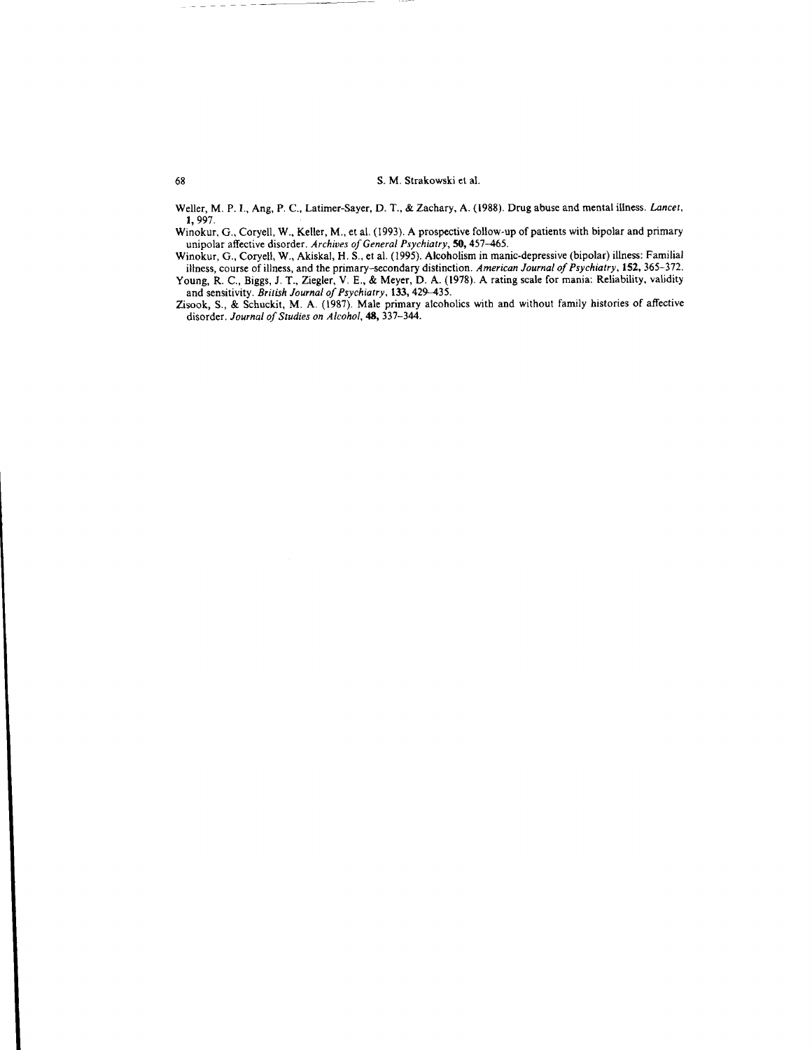Weller, M. P. I., Ang, P. C., Latimer-Sayer, D. T., & Zachary, A. (1988). Drug abuse and mental illness. *Lancet*, **1**, 997.

Winokur, G., Coryell, W., Keller, M., et al. (1993). A prospective follow-up of patients with bipolar and primary unipolar affective disorder. *Archives of General Psychiatry*, **50**, 457–465.

Winokur, G., Coryell, W., Akiskal, H. S., et al. (1995). Alcoholism in manic-depressive (bipolar) illness: Familial illness, course of illness, and the primary-secondary distinction. *American Journal of Psychiatry*, **152**, 365–372.

Young, R. C., Biggs, J. T., Ziegler, V. E., & Meyer, D. A. (1978). A rating scale for mania: Reliability, validity and sensitivity. *British Journal of Psychiatry*, **133**, 429–435.

Zisook, S., & Schuckit, M. A. (1987). Male primary alcoholics with and without family histories of affective disorder. *Journal of Studies on Alcohol*, **48**, 337–344.